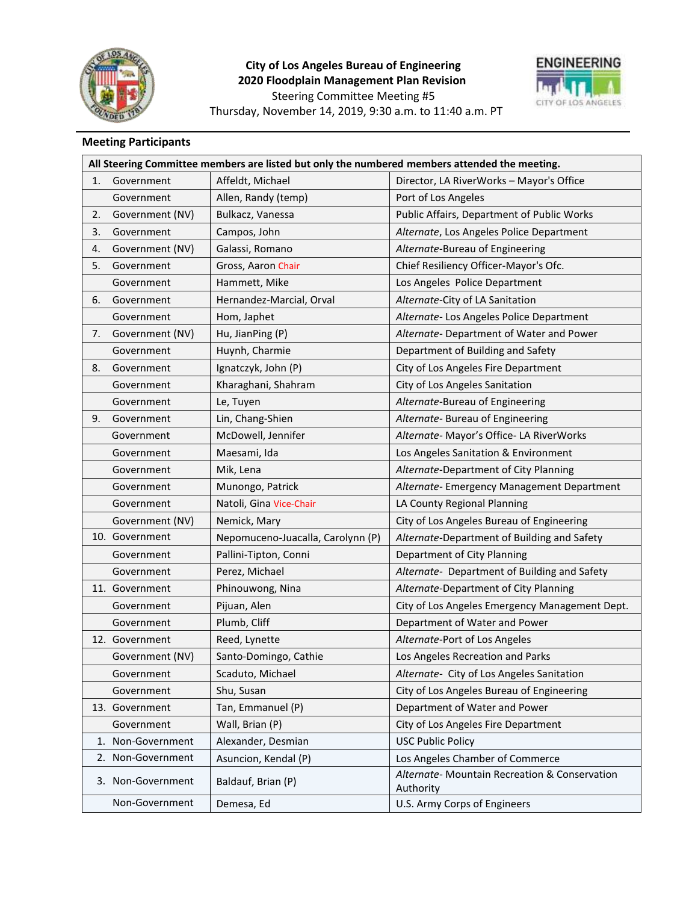**City of Los Angeles Bureau of Engineering**
**2020 Floodplain Management Plan Revision**
Steering Committee Meeting #5
Thursday, November 14, 2019, 9:30 a.m. to 11:40 a.m. PT

## Meeting Participants

| All Steering Committee members are listed but only the numbered members attended the meeting. | | |
|---|---|---|
| 1. Government | Affeldt, Michael | Director, LA RiverWorks – Mayor's Office |
| Government | Allen, Randy (temp) | Port of Los Angeles |
| 2. Government (NV) | Bulkacz, Vanessa | Public Affairs, Department of Public Works |
| 3. Government | Campos, John | *Alternate*, Los Angeles Police Department |
| 4. Government (NV) | Galassi, Romano | *Alternate*-Bureau of Engineering |
| 5. Government | Gross, Aaron Chair | Chief Resiliency Officer-Mayor's Ofc. |
| Government | Hammett, Mike | Los Angeles Police Department |
| 6. Government | Hernandez-Marcial, Orval | *Alternate*-City of LA Sanitation |
| Government | Hom, Japhet | *Alternate*- Los Angeles Police Department |
| 7. Government (NV) | Hu, JianPing (P) | *Alternate*- Department of Water and Power |
| Government | Huynh, Charmie | Department of Building and Safety |
| 8. Government | Ignatczyk, John (P) | City of Los Angeles Fire Department |
| Government | Kharaghani, Shahram | City of Los Angeles Sanitation |
| Government | Le, Tuyen | *Alternate*-Bureau of Engineering |
| 9. Government | Lin, Chang-Shien | *Alternate*- Bureau of Engineering |
| Government | McDowell, Jennifer | *Alternate*- Mayor's Office- LA RiverWorks |
| Government | Maesami, Ida | Los Angeles Sanitation & Environment |
| Government | Mik, Lena | *Alternate*-Department of City Planning |
| Government | Munongo, Patrick | *Alternate*- Emergency Management Department |
| Government | Natoli, Gina Vice-Chair | LA County Regional Planning |
| Government (NV) | Nemick, Mary | City of Los Angeles Bureau of Engineering |
| 10. Government | Nepomuceno-Juacalla, Carolynn (P) | *Alternate*-Department of Building and Safety |
| Government | Pallini-Tipton, Conni | Department of City Planning |
| Government | Perez, Michael | *Alternate*- Department of Building and Safety |
| 11. Government | Phinouwong, Nina | *Alternate*-Department of City Planning |
| Government | Pijuan, Alen | City of Los Angeles Emergency Management Dept. |
| Government | Plumb, Cliff | Department of Water and Power |
| 12. Government | Reed, Lynette | *Alternate*-Port of Los Angeles |
| Government (NV) | Santo-Domingo, Cathie | Los Angeles Recreation and Parks |
| Government | Scaduto, Michael | *Alternate*- City of Los Angeles Sanitation |
| Government | Shu, Susan | City of Los Angeles Bureau of Engineering |
| 13. Government | Tan, Emmanuel (P) | Department of Water and Power |
| Government | Wall, Brian (P) | City of Los Angeles Fire Department |
| 1. Non-Government | Alexander, Desmian | USC Public Policy |
| 2. Non-Government | Asuncion, Kendal (P) | Los Angeles Chamber of Commerce |
| 3. Non-Government | Baldauf, Brian (P) | *Alternate*- Mountain Recreation & Conservation Authority |
| Non-Government | Demesa, Ed | U.S. Army Corps of Engineers |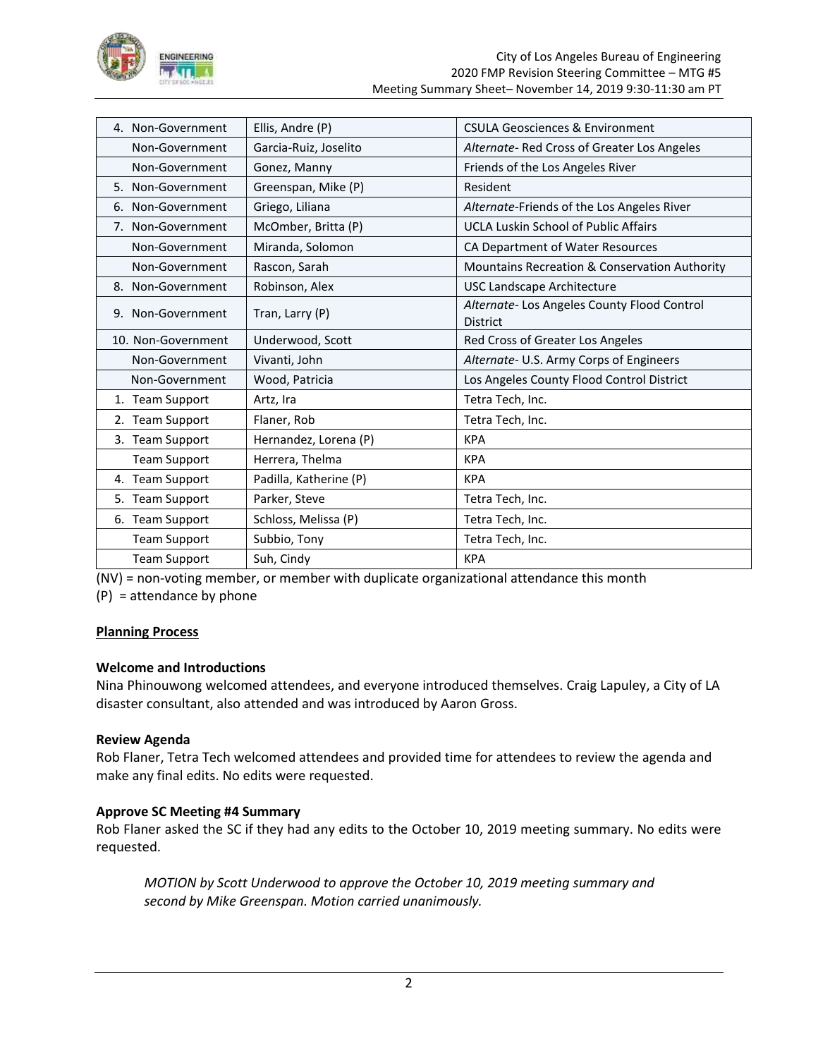| | | |
|---|---|---|
| 4. Non-Government | Ellis, Andre (P) | CSULA Geosciences & Environment |
| Non-Government | Garcia-Ruiz, Joselito | *Alternate*- Red Cross of Greater Los Angeles |
| Non-Government | Gonez, Manny | Friends of the Los Angeles River |
| 5. Non-Government | Greenspan, Mike (P) | Resident |
| 6. Non-Government | Griego, Liliana | *Alternate*-Friends of the Los Angeles River |
| 7. Non-Government | McOmber, Britta (P) | UCLA Luskin School of Public Affairs |
| Non-Government | Miranda, Solomon | CA Department of Water Resources |
| Non-Government | Rascon, Sarah | Mountains Recreation & Conservation Authority |
| 8. Non-Government | Robinson, Alex | USC Landscape Architecture |
| 9. Non-Government | Tran, Larry (P) | *Alternate*- Los Angeles County Flood Control District |
| 10. Non-Government | Underwood, Scott | Red Cross of Greater Los Angeles |
| Non-Government | Vivanti, John | *Alternate*- U.S. Army Corps of Engineers |
| Non-Government | Wood, Patricia | Los Angeles County Flood Control District |
| 1. Team Support | Artz, Ira | Tetra Tech, Inc. |
| 2. Team Support | Flaner, Rob | Tetra Tech, Inc. |
| 3. Team Support | Hernandez, Lorena (P) | KPA |
| Team Support | Herrera, Thelma | KPA |
| 4. Team Support | Padilla, Katherine (P) | KPA |
| 5. Team Support | Parker, Steve | Tetra Tech, Inc. |
| 6. Team Support | Schloss, Melissa (P) | Tetra Tech, Inc. |
| Team Support | Subbio, Tony | Tetra Tech, Inc. |
| Team Support | Suh, Cindy | KPA |

(NV) = non-voting member, or member with duplicate organizational attendance this month
(P) = attendance by phone

**Planning Process**

**Welcome and Introductions**

Nina Phinouwong welcomed attendees, and everyone introduced themselves. Craig Lapuley, a City of LA disaster consultant, also attended and was introduced by Aaron Gross.

**Review Agenda**

Rob Flaner, Tetra Tech welcomed attendees and provided time for attendees to review the agenda and make any final edits. No edits were requested.

**Approve SC Meeting #4 Summary**

Rob Flaner asked the SC if they had any edits to the October 10, 2019 meeting summary. No edits were requested.

> *MOTION by Scott Underwood to approve the October 10, 2019 meeting summary and second by Mike Greenspan. Motion carried unanimously.*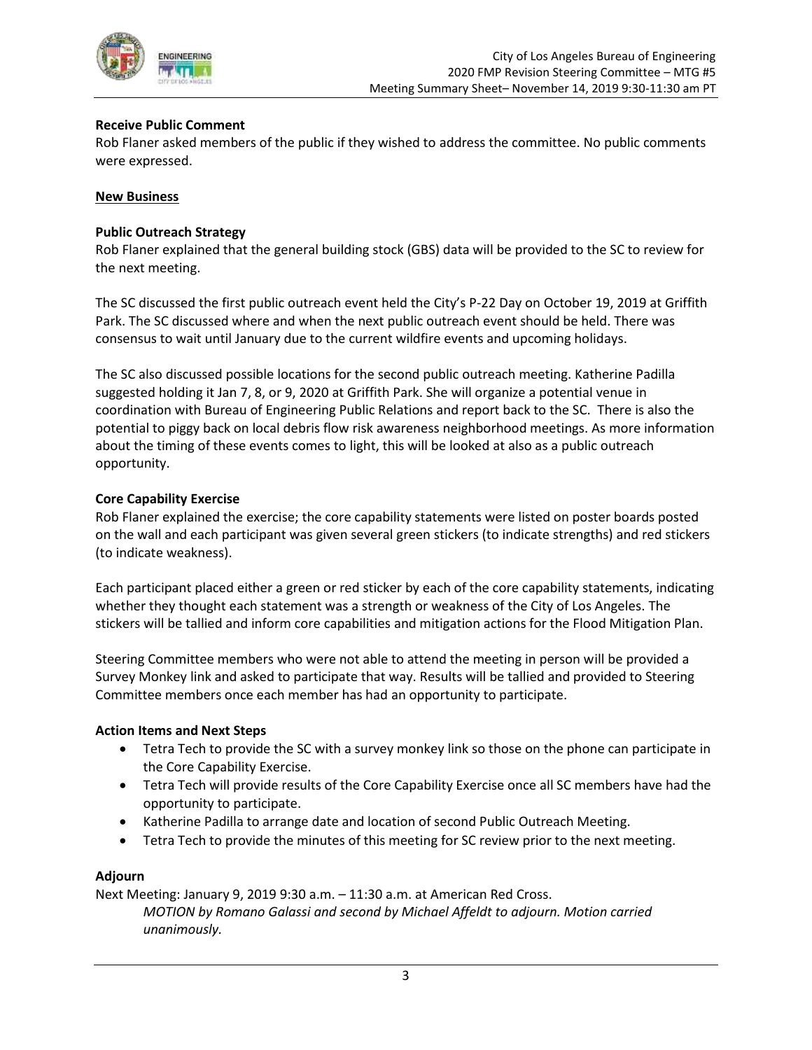**Receive Public Comment**

Rob Flaner asked members of the public if they wished to address the committee. No public comments were expressed.

**New Business**

**Public Outreach Strategy**

Rob Flaner explained that the general building stock (GBS) data will be provided to the SC to review for the next meeting.

The SC discussed the first public outreach event held the City's P-22 Day on October 19, 2019 at Griffith Park. The SC discussed where and when the next public outreach event should be held. There was consensus to wait until January due to the current wildfire events and upcoming holidays.

The SC also discussed possible locations for the second public outreach meeting. Katherine Padilla suggested holding it Jan 7, 8, or 9, 2020 at Griffith Park. She will organize a potential venue in coordination with Bureau of Engineering Public Relations and report back to the SC. There is also the potential to piggy back on local debris flow risk awareness neighborhood meetings. As more information about the timing of these events comes to light, this will be looked at also as a public outreach opportunity.

**Core Capability Exercise**

Rob Flaner explained the exercise; the core capability statements were listed on poster boards posted on the wall and each participant was given several green stickers (to indicate strengths) and red stickers (to indicate weakness).

Each participant placed either a green or red sticker by each of the core capability statements, indicating whether they thought each statement was a strength or weakness of the City of Los Angeles. The stickers will be tallied and inform core capabilities and mitigation actions for the Flood Mitigation Plan.

Steering Committee members who were not able to attend the meeting in person will be provided a Survey Monkey link and asked to participate that way. Results will be tallied and provided to Steering Committee members once each member has had an opportunity to participate.

**Action Items and Next Steps**

- Tetra Tech to provide the SC with a survey monkey link so those on the phone can participate in the Core Capability Exercise.
- Tetra Tech will provide results of the Core Capability Exercise once all SC members have had the opportunity to participate.
- Katherine Padilla to arrange date and location of second Public Outreach Meeting.
- Tetra Tech to provide the minutes of this meeting for SC review prior to the next meeting.

**Adjourn**

Next Meeting: January 9, 2019 9:30 a.m. – 11:30 a.m. at American Red Cross.

*MOTION by Romano Galassi and second by Michael Affeldt to adjourn. Motion carried unanimously.*